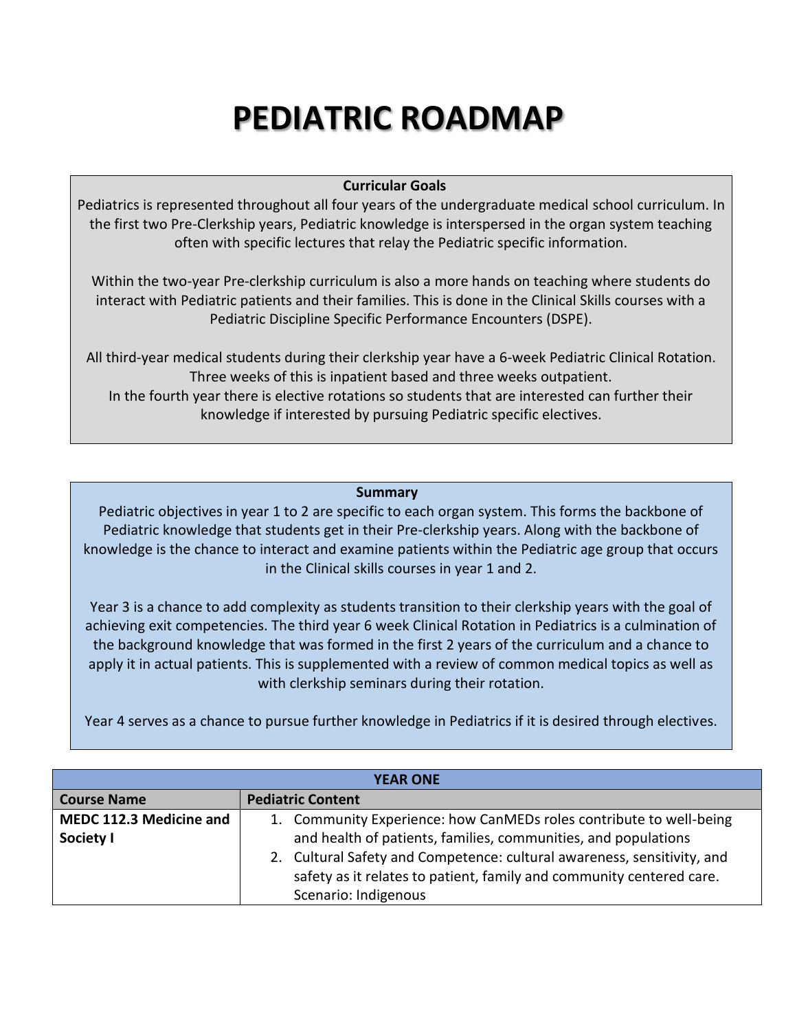# PEDIATRIC ROADMAP

**Curricular Goals**

Pediatrics is represented throughout all four years of the undergraduate medical school curriculum. In the first two Pre-Clerkship years, Pediatric knowledge is interspersed in the organ system teaching often with specific lectures that relay the Pediatric specific information.

Within the two-year Pre-clerkship curriculum is also a more hands on teaching where students do interact with Pediatric patients and their families. This is done in the Clinical Skills courses with a Pediatric Discipline Specific Performance Encounters (DSPE).

All third-year medical students during their clerkship year have a 6-week Pediatric Clinical Rotation. Three weeks of this is inpatient based and three weeks outpatient.
In the fourth year there is elective rotations so students that are interested can further their knowledge if interested by pursuing Pediatric specific electives.

**Summary**

Pediatric objectives in year 1 to 2 are specific to each organ system. This forms the backbone of Pediatric knowledge that students get in their Pre-clerkship years. Along with the backbone of knowledge is the chance to interact and examine patients within the Pediatric age group that occurs in the Clinical skills courses in year 1 and 2.

Year 3 is a chance to add complexity as students transition to their clerkship years with the goal of achieving exit competencies. The third year 6 week Clinical Rotation in Pediatrics is a culmination of the background knowledge that was formed in the first 2 years of the curriculum and a chance to apply it in actual patients. This is supplemented with a review of common medical topics as well as with clerkship seminars during their rotation.

Year 4 serves as a chance to pursue further knowledge in Pediatrics if it is desired through electives.

| YEAR ONE | |
|---|---|
| **Course Name** | **Pediatric Content** |
| **MEDC 112.3 Medicine and Society I** | 1. Community Experience: how CanMEDs roles contribute to well-being and health of patients, families, communities, and populations<br>2. Cultural Safety and Competence: cultural awareness, sensitivity, and safety as it relates to patient, family and community centered care. Scenario: Indigenous |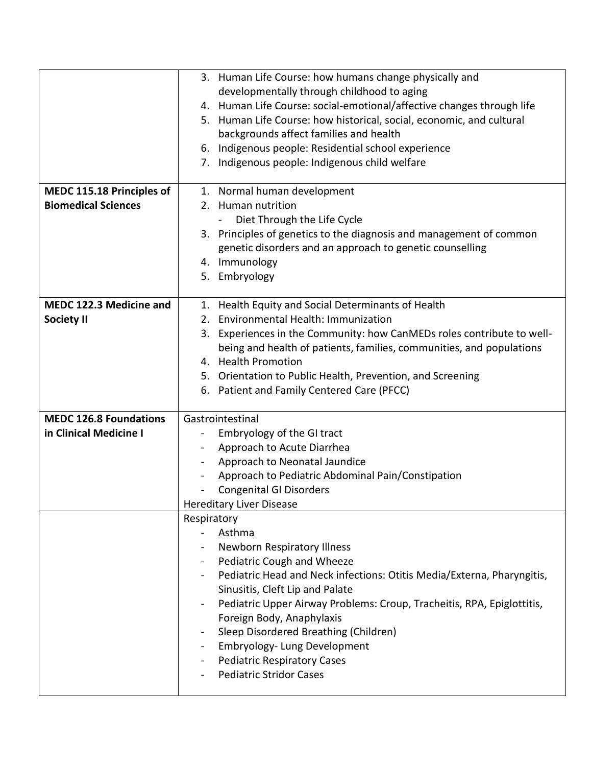| | |
|---|---|
| | 3. Human Life Course: how humans change physically and developmentally through childhood to aging<br>4. Human Life Course: social-emotional/affective changes through life<br>5. Human Life Course: how historical, social, economic, and cultural backgrounds affect families and health<br>6. Indigenous people: Residential school experience<br>7. Indigenous people: Indigenous child welfare |
| **MEDC 115.18 Principles of Biomedical Sciences** | 1. Normal human development<br>2. Human nutrition<br>- Diet Through the Life Cycle<br>3. Principles of genetics to the diagnosis and management of common genetic disorders and an approach to genetic counselling<br>4. Immunology<br>5. Embryology |
| **MEDC 122.3 Medicine and Society II** | 1. Health Equity and Social Determinants of Health<br>2. Environmental Health: Immunization<br>3. Experiences in the Community: how CanMEDs roles contribute to well-being and health of patients, families, communities, and populations<br>4. Health Promotion<br>5. Orientation to Public Health, Prevention, and Screening<br>6. Patient and Family Centered Care (PFCC) |
| **MEDC 126.8 Foundations in Clinical Medicine I** | Gastrointestinal<br>- Embryology of the GI tract<br>- Approach to Acute Diarrhea<br>- Approach to Neonatal Jaundice<br>- Approach to Pediatric Abdominal Pain/Constipation<br>- Congenital GI Disorders<br>Hereditary Liver Disease |
| | Respiratory<br>- Asthma<br>- Newborn Respiratory Illness<br>- Pediatric Cough and Wheeze<br>- Pediatric Head and Neck infections: Otitis Media/Externa, Pharyngitis, Sinusitis, Cleft Lip and Palate<br>- Pediatric Upper Airway Problems: Croup, Tracheitis, RPA, Epiglottitis, Foreign Body, Anaphylaxis<br>- Sleep Disordered Breathing (Children)<br>- Embryology- Lung Development<br>- Pediatric Respiratory Cases<br>- Pediatric Stridor Cases |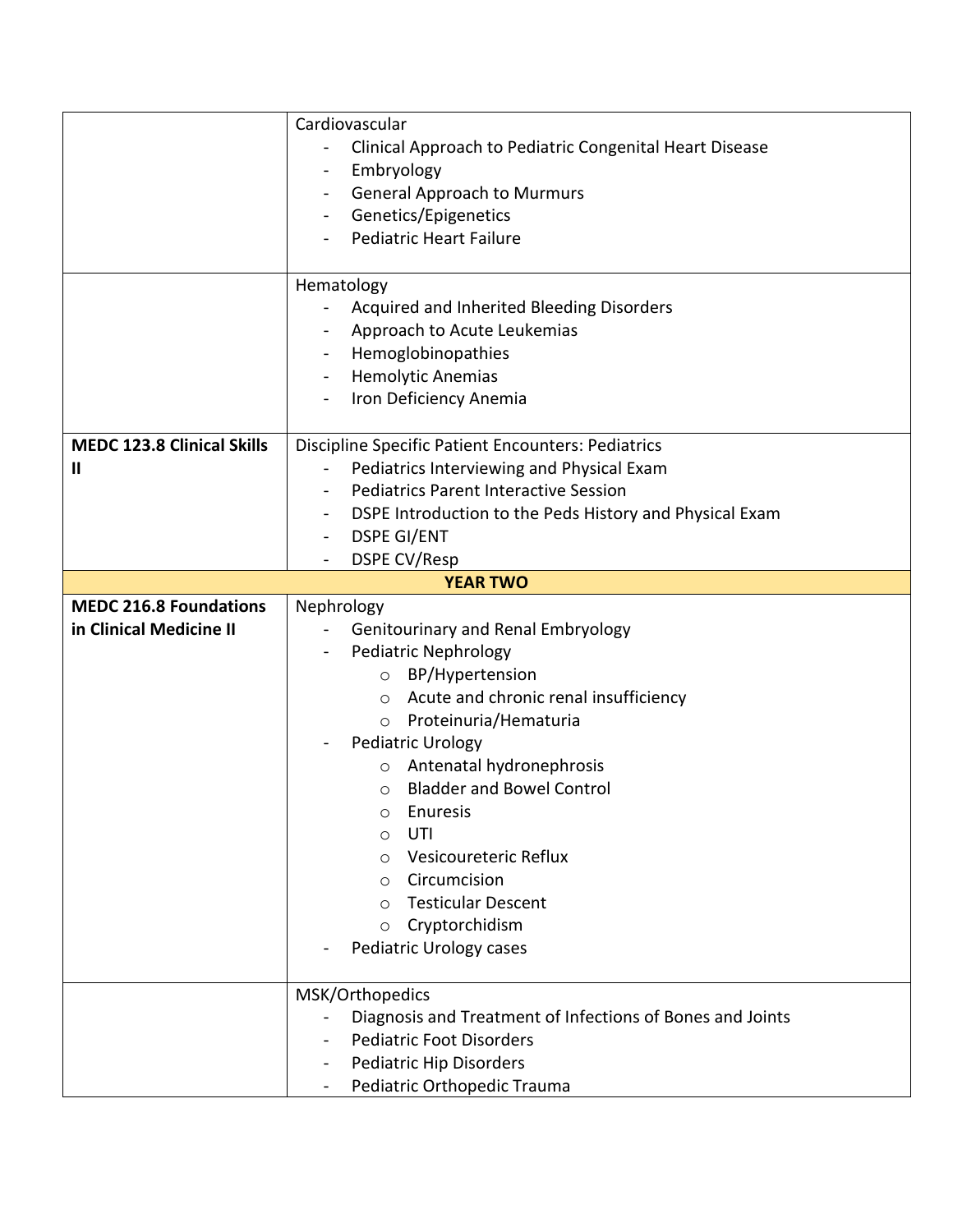| | |
|---|---|
| | Cardiovascular<br>- Clinical Approach to Pediatric Congenital Heart Disease<br>- Embryology<br>- General Approach to Murmurs<br>- Genetics/Epigenetics<br>- Pediatric Heart Failure |
| | Hematology<br>- Acquired and Inherited Bleeding Disorders<br>- Approach to Acute Leukemias<br>- Hemoglobinopathies<br>- Hemolytic Anemias<br>- Iron Deficiency Anemia |
| **MEDC 123.8 Clinical Skills II** | Discipline Specific Patient Encounters: Pediatrics<br>- Pediatrics Interviewing and Physical Exam<br>- Pediatrics Parent Interactive Session<br>- DSPE Introduction to the Peds History and Physical Exam<br>- DSPE GI/ENT<br>- DSPE CV/Resp |
| **YEAR TWO** | |
| **MEDC 216.8 Foundations in Clinical Medicine II** | Nephrology<br>- Genitourinary and Renal Embryology<br>- Pediatric Nephrology<br>&nbsp;&nbsp;&nbsp;&nbsp;○ BP/Hypertension<br>&nbsp;&nbsp;&nbsp;&nbsp;○ Acute and chronic renal insufficiency<br>&nbsp;&nbsp;&nbsp;&nbsp;○ Proteinuria/Hematuria<br>- Pediatric Urology<br>&nbsp;&nbsp;&nbsp;&nbsp;○ Antenatal hydronephrosis<br>&nbsp;&nbsp;&nbsp;&nbsp;○ Bladder and Bowel Control<br>&nbsp;&nbsp;&nbsp;&nbsp;○ Enuresis<br>&nbsp;&nbsp;&nbsp;&nbsp;○ UTI<br>&nbsp;&nbsp;&nbsp;&nbsp;○ Vesicoureteric Reflux<br>&nbsp;&nbsp;&nbsp;&nbsp;○ Circumcision<br>&nbsp;&nbsp;&nbsp;&nbsp;○ Testicular Descent<br>&nbsp;&nbsp;&nbsp;&nbsp;○ Cryptorchidism<br>- Pediatric Urology cases |
| | MSK/Orthopedics<br>- Diagnosis and Treatment of Infections of Bones and Joints<br>- Pediatric Foot Disorders<br>- Pediatric Hip Disorders<br>- Pediatric Orthopedic Trauma |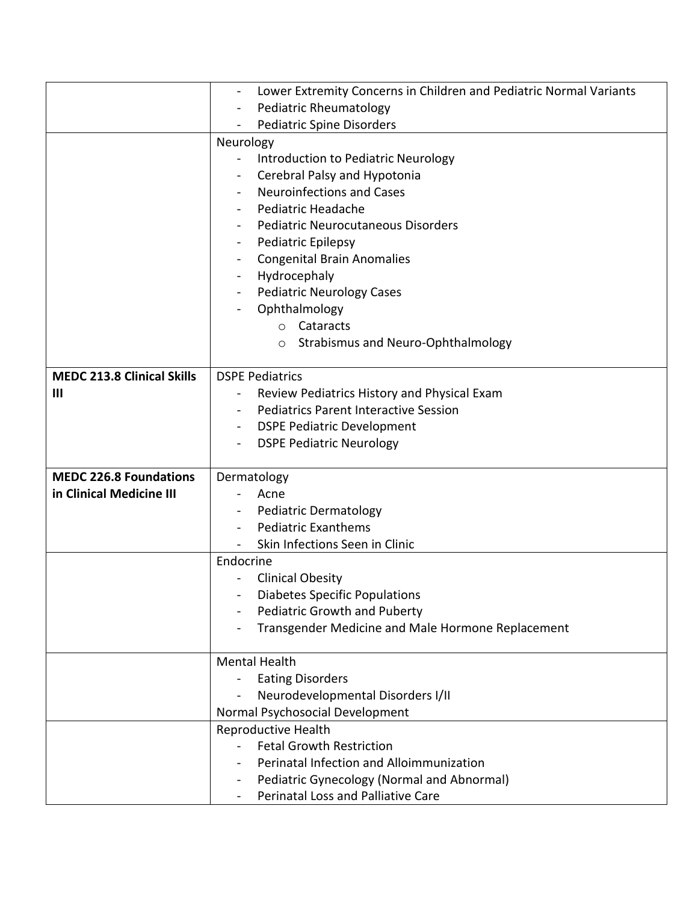| | |
|---|---|
| | - Lower Extremity Concerns in Children and Pediatric Normal Variants<br>- Pediatric Rheumatology<br>- Pediatric Spine Disorders |
| | Neurology<br>- Introduction to Pediatric Neurology<br>- Cerebral Palsy and Hypotonia<br>- Neuroinfections and Cases<br>- Pediatric Headache<br>- Pediatric Neurocutaneous Disorders<br>- Pediatric Epilepsy<br>- Congenital Brain Anomalies<br>- Hydrocephaly<br>- Pediatric Neurology Cases<br>- Ophthalmology<br>&nbsp;&nbsp;&nbsp;&nbsp;o Cataracts<br>&nbsp;&nbsp;&nbsp;&nbsp;o Strabismus and Neuro-Ophthalmology |
| **MEDC 213.8 Clinical Skills III** | DSPE Pediatrics<br>- Review Pediatrics History and Physical Exam<br>- Pediatrics Parent Interactive Session<br>- DSPE Pediatric Development<br>- DSPE Pediatric Neurology |
| **MEDC 226.8 Foundations in Clinical Medicine III** | Dermatology<br>- Acne<br>- Pediatric Dermatology<br>- Pediatric Exanthems<br>- Skin Infections Seen in Clinic |
| | Endocrine<br>- Clinical Obesity<br>- Diabetes Specific Populations<br>- Pediatric Growth and Puberty<br>- Transgender Medicine and Male Hormone Replacement |
| | Mental Health<br>- Eating Disorders<br>- Neurodevelopmental Disorders I/II<br>Normal Psychosocial Development |
| | Reproductive Health<br>- Fetal Growth Restriction<br>- Perinatal Infection and Alloimmunization<br>- Pediatric Gynecology (Normal and Abnormal)<br>- Perinatal Loss and Palliative Care |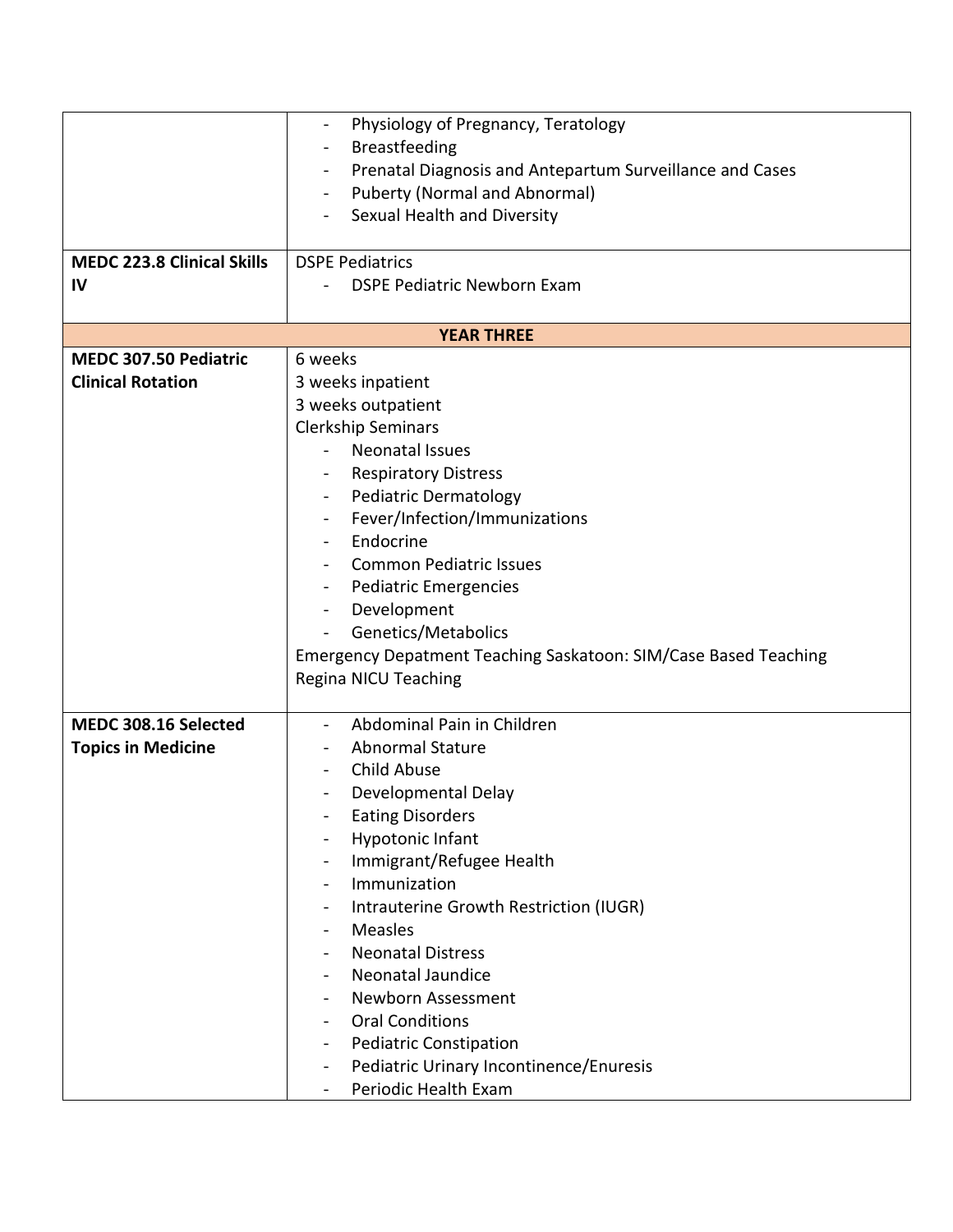| | |
|---|---|
| | - Physiology of Pregnancy, Teratology<br>- Breastfeeding<br>- Prenatal Diagnosis and Antepartum Surveillance and Cases<br>- Puberty (Normal and Abnormal)<br>- Sexual Health and Diversity |
| **MEDC 223.8 Clinical Skills IV** | DSPE Pediatrics<br>- DSPE Pediatric Newborn Exam |
| **YEAR THREE** | |
| **MEDC 307.50 Pediatric Clinical Rotation** | 6 weeks<br>3 weeks inpatient<br>3 weeks outpatient<br>Clerkship Seminars<br>- Neonatal Issues<br>- Respiratory Distress<br>- Pediatric Dermatology<br>- Fever/Infection/Immunizations<br>- Endocrine<br>- Common Pediatric Issues<br>- Pediatric Emergencies<br>- Development<br>- Genetics/Metabolics<br>Emergency Depatment Teaching Saskatoon: SIM/Case Based Teaching<br>Regina NICU Teaching |
| **MEDC 308.16 Selected Topics in Medicine** | - Abdominal Pain in Children<br>- Abnormal Stature<br>- Child Abuse<br>- Developmental Delay<br>- Eating Disorders<br>- Hypotonic Infant<br>- Immigrant/Refugee Health<br>- Immunization<br>- Intrauterine Growth Restriction (IUGR)<br>- Measles<br>- Neonatal Distress<br>- Neonatal Jaundice<br>- Newborn Assessment<br>- Oral Conditions<br>- Pediatric Constipation<br>- Pediatric Urinary Incontinence/Enuresis<br>- Periodic Health Exam |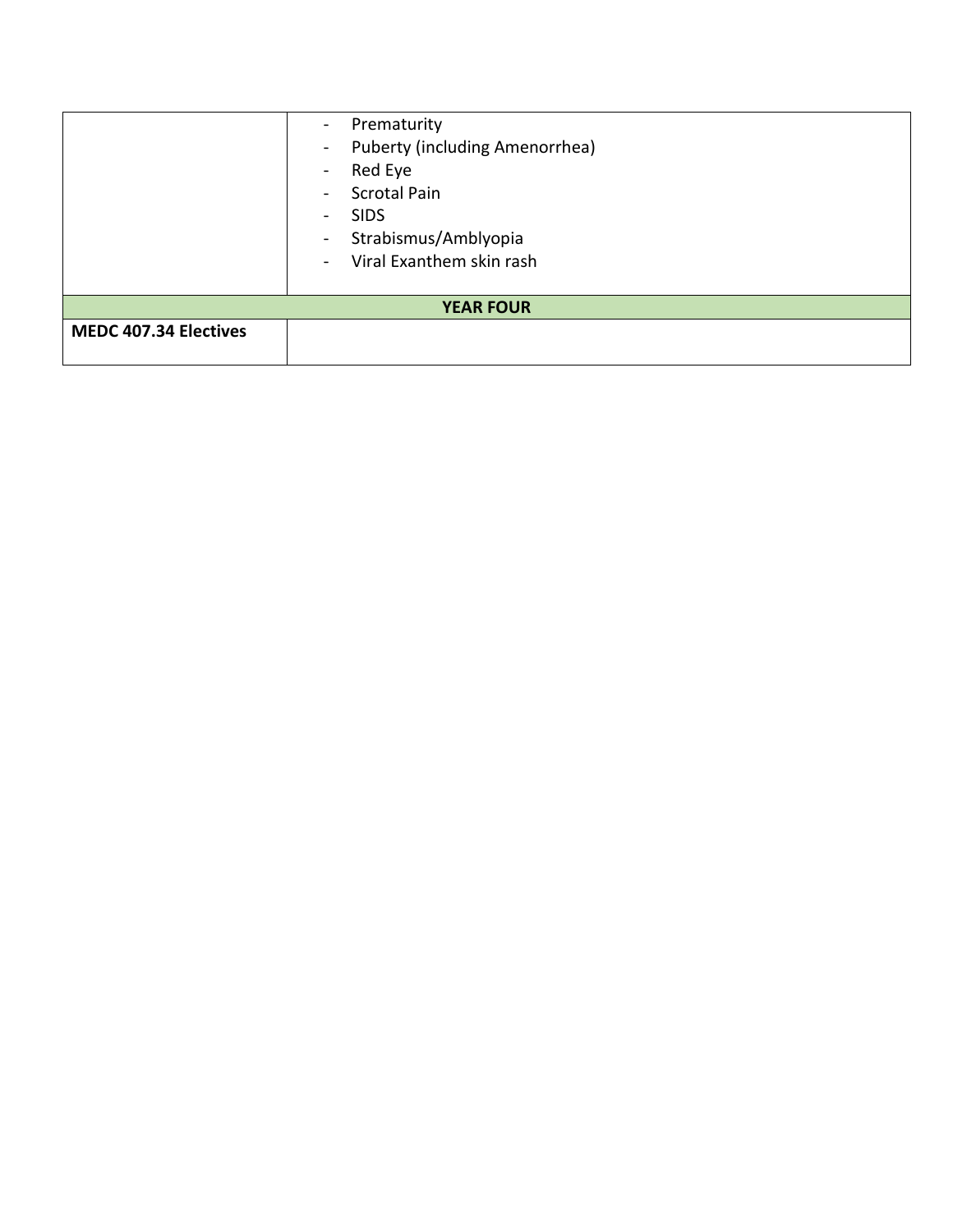| | |
|---|---|
| | - Prematurity<br>- Puberty (including Amenorrhea)<br>- Red Eye<br>- Scrotal Pain<br>- SIDS<br>- Strabismus/Amblyopia<br>- Viral Exanthem skin rash |
| **YEAR FOUR** | |
| **MEDC 407.34 Electives** | |